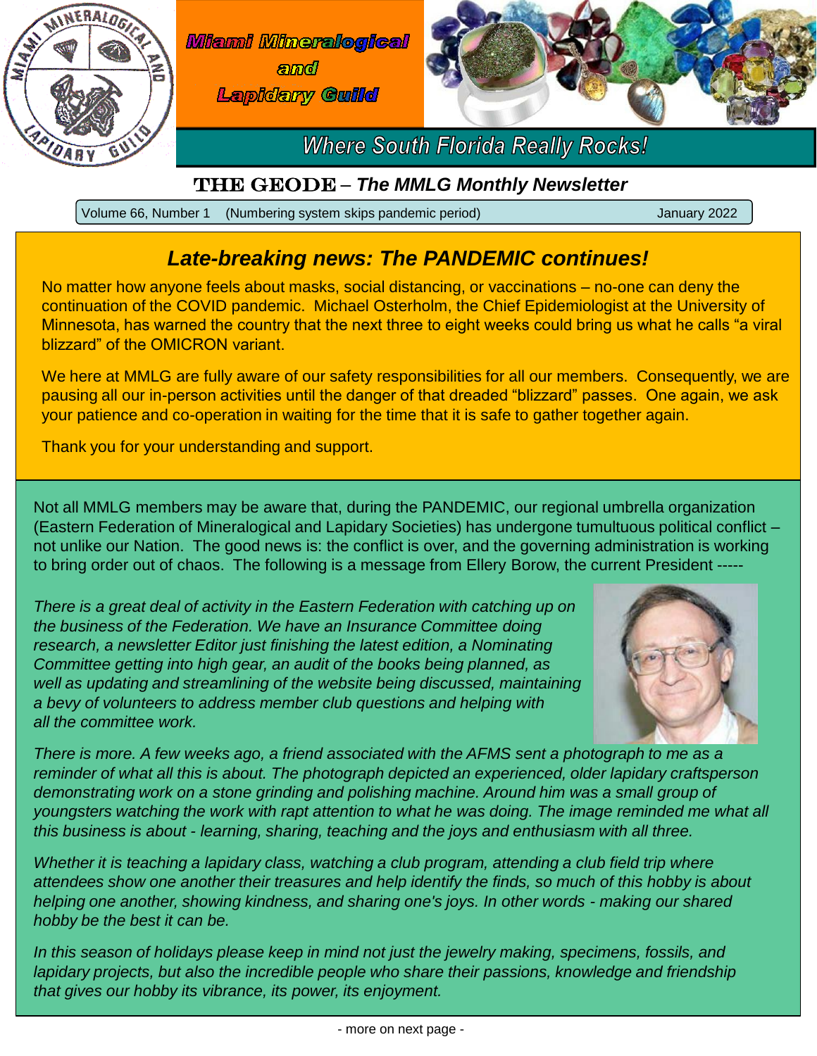# Miami Mineralogical and Lapidary Guild

*Where South Florida Really Rocks!*

## THE GEODE – *The MMLG Monthly Newsletter*

Volume 66, Number 1 (Numbering system skips pandemic period) January 2022

## *Late-breaking news: The PANDEMIC continues!*

No matter how anyone feels about masks, social distancing, or vaccinations – no-one can deny the continuation of the COVID pandemic. Michael Osterholm, the Chief Epidemiologist at the University of Minnesota, has warned the country that the next three to eight weeks could bring us what he calls “a viral blizzard” of the OMICRON variant.

We here at MMLG are fully aware of our safety responsibilities for all our members. Consequently, we are pausing all our in-person activities until the danger of that dreaded “blizzard” passes. One again, we ask your patience and co-operation in waiting for the time that it is safe to gather together again.

Thank you for your understanding and support.

Not all MMLG members may be aware that, during the PANDEMIC, our regional umbrella organization (Eastern Federation of Mineralogical and Lapidary Societies) has undergone tumultuous political conflict – not unlike our Nation. The good news is: the conflict is over, and the governing administration is working to bring order out of chaos. The following is a message from Ellery Borow, the current President -----

*There is a great deal of activity in the Eastern Federation with catching up on the business of the Federation. We have an Insurance Committee doing research, a newsletter Editor just finishing the latest edition, a Nominating Committee getting into high gear, an audit of the books being planned, as well as updating and streamlining of the website being discussed, maintaining a bevy of volunteers to address member club questions and helping with all the committee work.*

*There is more. A few weeks ago, a friend associated with the AFMS sent a photograph to me as a reminder of what all this is about. The photograph depicted an experienced, older lapidary craftsperson demonstrating work on a stone grinding and polishing machine. Around him was a small group of youngsters watching the work with rapt attention to what he was doing. The image reminded me what all this business is about - learning, sharing, teaching and the joys and enthusiasm with all three.*

*Whether it is teaching a lapidary class, watching a club program, attending a club field trip where attendees show one another their treasures and help identify the finds, so much of this hobby is about helping one another, showing kindness, and sharing one's joys. In other words - making our shared hobby be the best it can be.*

*In this season of holidays please keep in mind not just the jewelry making, specimens, fossils, and lapidary projects, but also the incredible people who share their passions, knowledge and friendship that gives our hobby its vibrance, its power, its enjoyment.*

- more on next page -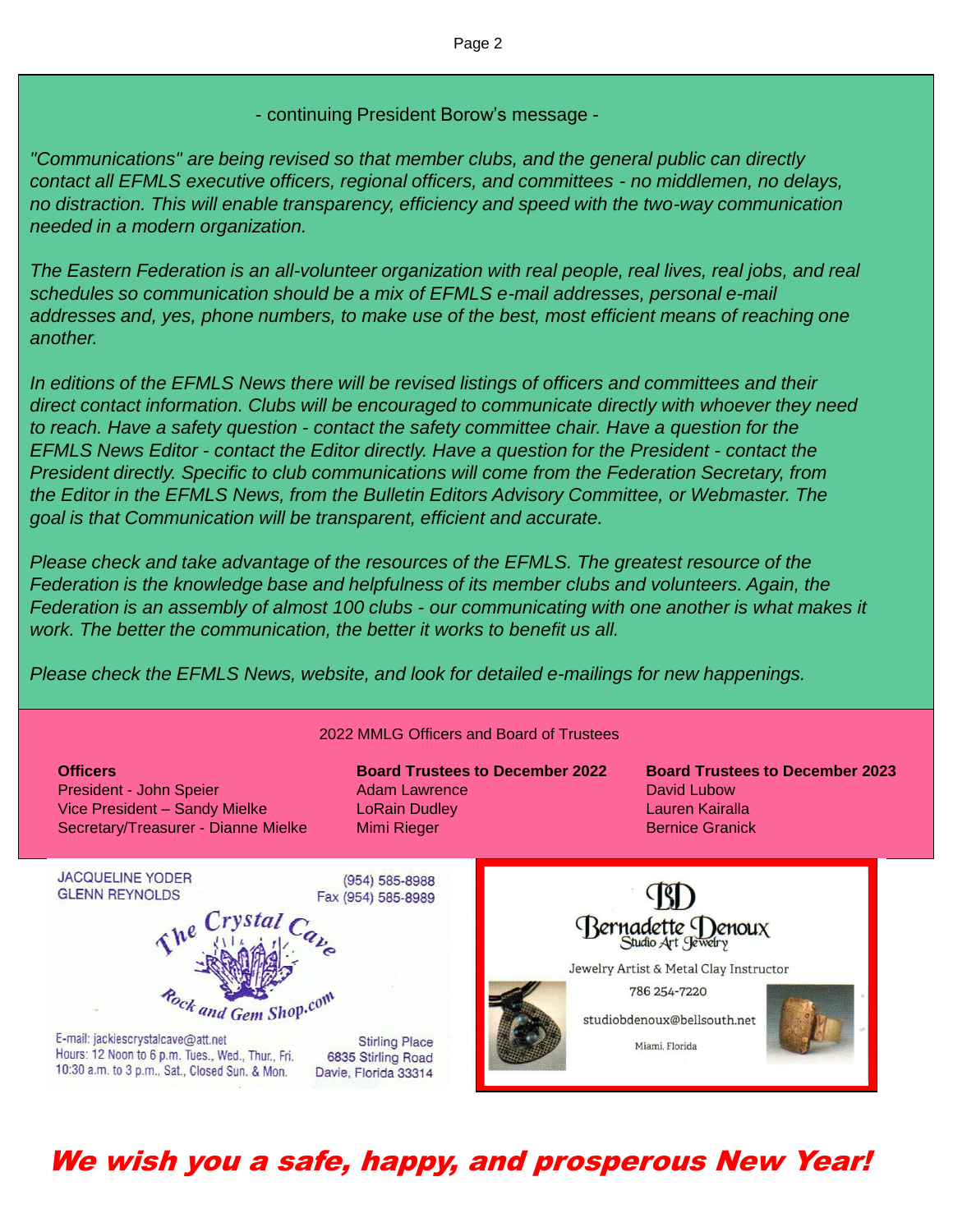- continuing President Borow's message -

*"Communications" are being revised so that member clubs, and the general public can directly contact all EFMLS executive officers, regional officers, and committees - no middlemen, no delays, no distraction. This will enable transparency, efficiency and speed with the two-way communication needed in a modern organization.*

*The Eastern Federation is an all-volunteer organization with real people, real lives, real jobs, and real schedules so communication should be a mix of EFMLS e-mail addresses, personal e-mail addresses and, yes, phone numbers, to make use of the best, most efficient means of reaching one another.*

*In editions of the EFMLS News there will be revised listings of officers and committees and their direct contact information. Clubs will be encouraged to communicate directly with whoever they need to reach. Have a safety question - contact the safety committee chair. Have a question for the EFMLS News Editor - contact the Editor directly. Have a question for the President - contact the President directly. Specific to club communications will come from the Federation Secretary, from the Editor in the EFMLS News, from the Bulletin Editors Advisory Committee, or Webmaster. The goal is that Communication will be transparent, efficient and accurate.*

*Please check and take advantage of the resources of the EFMLS. The greatest resource of the Federation is the knowledge base and helpfulness of its member clubs and volunteers. Again, the Federation is an assembly of almost 100 clubs - our communicating with one another is what makes it work. The better the communication, the better it works to benefit us all.*

*Please check the EFMLS News, website, and look for detailed e-mailings for new happenings.*

2022 MMLG Officers and Board of Trustees

| Officers | Board Trustees to December 2022 | Board Trustees to December 2023 |
|---|---|---|
| President - John Speier | Adam Lawrence | David Lubow |
| Vice President – Sandy Mielke | LoRain Dudley | Lauren Kairalla |
| Secretary/Treasurer - Dianne Mielke | Mimi Rieger | Bernice Granick |

JACQUELINE YODER
GLENN REYNOLDS

(954) 585-8988
Fax (954) 585-8989

The Crystal Cave
Rock and Gem Shop.com

E-mail: jackiescrystalcave@att.net
Hours: 12 Noon to 6 p.m. Tues., Wed., Thur., Fri. 10:30 a.m. to 3 p.m., Sat., Closed Sun. & Mon.

Stirling Place
6835 Stirling Road
Davie, Florida 33314

BD
Bernadette Denoux
Studio Art Jewelry

Jewelry Artist & Metal Clay Instructor
786 254-7220
studiobdenoux@bellsouth.net
Miami, Florida

***We wish you a safe, happy, and prosperous New Year!***